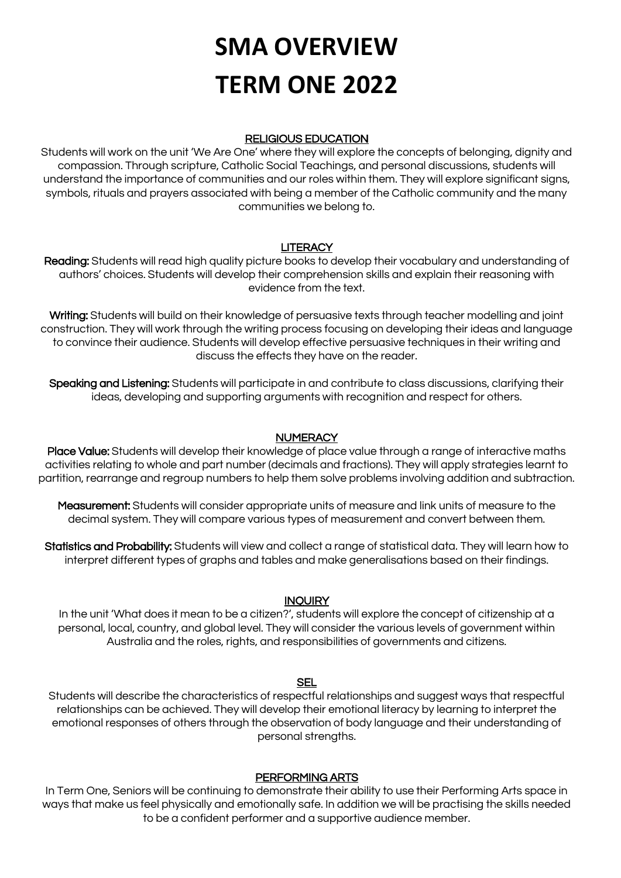# SMA OVERVIEW
# TERM ONE 2022

## RELIGIOUS EDUCATION

Students will work on the unit 'We Are One' where they will explore the concepts of belonging, dignity and compassion. Through scripture, Catholic Social Teachings, and personal discussions, students will understand the importance of communities and our roles within them. They will explore significant signs, symbols, rituals and prayers associated with being a member of the Catholic community and the many communities we belong to.

## LITERACY

**Reading:** Students will read high quality picture books to develop their vocabulary and understanding of authors' choices. Students will develop their comprehension skills and explain their reasoning with evidence from the text.

**Writing:** Students will build on their knowledge of persuasive texts through teacher modelling and joint construction. They will work through the writing process focusing on developing their ideas and language to convince their audience. Students will develop effective persuasive techniques in their writing and discuss the effects they have on the reader.

**Speaking and Listening:** Students will participate in and contribute to class discussions, clarifying their ideas, developing and supporting arguments with recognition and respect for others.

## NUMERACY

**Place Value:** Students will develop their knowledge of place value through a range of interactive maths activities relating to whole and part number (decimals and fractions). They will apply strategies learnt to partition, rearrange and regroup numbers to help them solve problems involving addition and subtraction.

**Measurement:** Students will consider appropriate units of measure and link units of measure to the decimal system. They will compare various types of measurement and convert between them.

**Statistics and Probability:** Students will view and collect a range of statistical data. They will learn how to interpret different types of graphs and tables and make generalisations based on their findings.

## INQUIRY

In the unit 'What does it mean to be a citizen?', students will explore the concept of citizenship at a personal, local, country, and global level. They will consider the various levels of government within Australia and the roles, rights, and responsibilities of governments and citizens.

## SEL

Students will describe the characteristics of respectful relationships and suggest ways that respectful relationships can be achieved. They will develop their emotional literacy by learning to interpret the emotional responses of others through the observation of body language and their understanding of personal strengths.

## PERFORMING ARTS

In Term One, Seniors will be continuing to demonstrate their ability to use their Performing Arts space in ways that make us feel physically and emotionally safe. In addition we will be practising the skills needed to be a confident performer and a supportive audience member.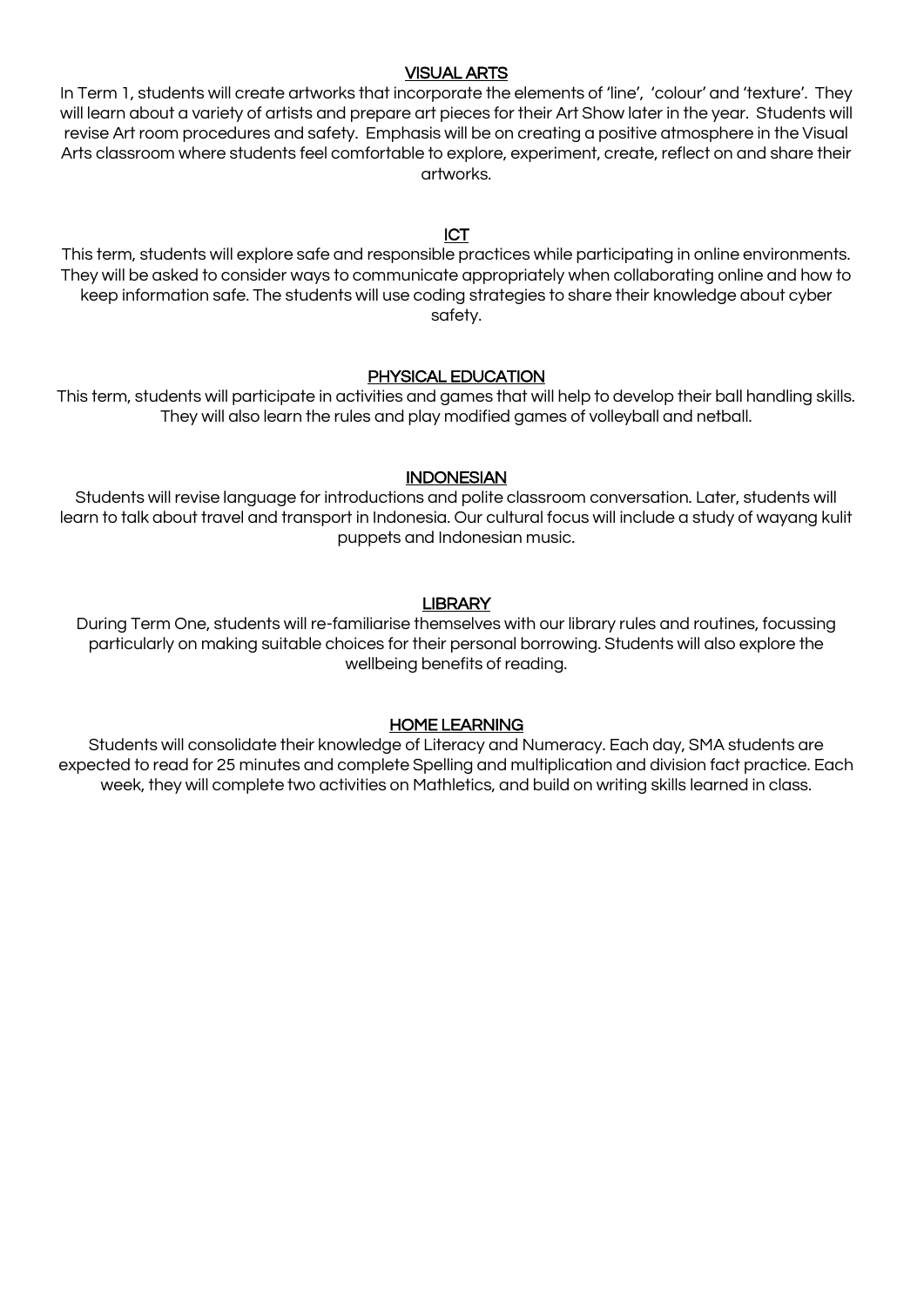## VISUAL ARTS

In Term 1, students will create artworks that incorporate the elements of 'line', 'colour' and 'texture'. They will learn about a variety of artists and prepare art pieces for their Art Show later in the year. Students will revise Art room procedures and safety. Emphasis will be on creating a positive atmosphere in the Visual Arts classroom where students feel comfortable to explore, experiment, create, reflect on and share their artworks.

## ICT

This term, students will explore safe and responsible practices while participating in online environments. They will be asked to consider ways to communicate appropriately when collaborating online and how to keep information safe. The students will use coding strategies to share their knowledge about cyber safety.

## PHYSICAL EDUCATION

This term, students will participate in activities and games that will help to develop their ball handling skills. They will also learn the rules and play modified games of volleyball and netball.

## INDONESIAN

Students will revise language for introductions and polite classroom conversation. Later, students will learn to talk about travel and transport in Indonesia. Our cultural focus will include a study of wayang kulit puppets and Indonesian music.

## LIBRARY

During Term One, students will re-familiarise themselves with our library rules and routines, focussing particularly on making suitable choices for their personal borrowing. Students will also explore the wellbeing benefits of reading.

## HOME LEARNING

Students will consolidate their knowledge of Literacy and Numeracy. Each day, SMA students are expected to read for 25 minutes and complete Spelling and multiplication and division fact practice. Each week, they will complete two activities on Mathletics, and build on writing skills learned in class.